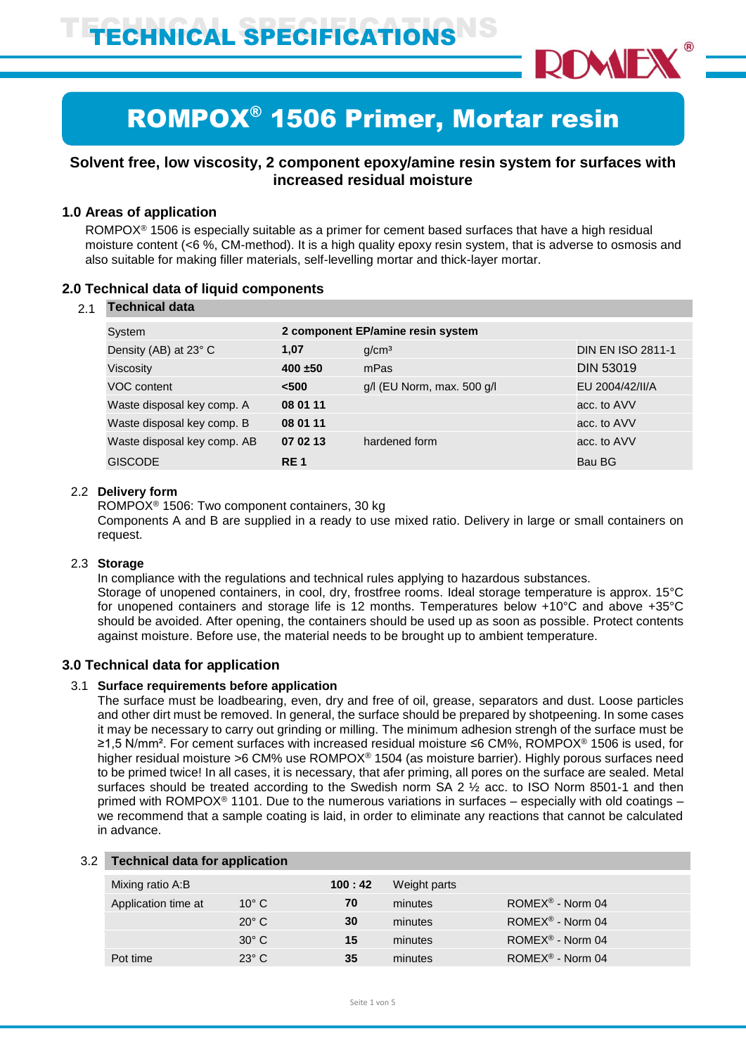# TECHNICAL SPECIFICATIONS

## ROMPOX® 1506 Primer, Mortar resin

**Solvent free, low viscosity, 2 component epoxy/amine resin system for surfaces with increased residual moisture**

### 1.0 Areas of application

ROMPOX® 1506 is especially suitable as a primer for cement based surfaces that have a high residual moisture content (<6 %, CM-method). It is a high quality epoxy resin system, that is adverse to osmosis and also suitable for making filler materials, self-levelling mortar and thick-layer mortar.

### 2.0 Technical data of liquid components

2.1 **Technical data**

| | | | |
|---|---|---|---|
| System | **2 component EP/amine resin system** | | |
| Density (AB) at 23° C | **1,07** | g/cm³ | DIN EN ISO 2811-1 |
| Viscosity | **400 ±50** | mPas | DIN 53019 |
| VOC content | **<500** | g/l (EU Norm, max. 500 g/l | EU 2004/42/II/A |
| Waste disposal key comp. A | **08 01 11** | | acc. to AVV |
| Waste disposal key comp. B | **08 01 11** | | acc. to AVV |
| Waste disposal key comp. AB | **07 02 13** | hardened form | acc. to AVV |
| GISCODE | **RE 1** | | Bau BG |

2.2 **Delivery form**

ROMPOX® 1506: Two component containers, 30 kg
Components A and B are supplied in a ready to use mixed ratio. Delivery in large or small containers on request.

2.3 **Storage**

In compliance with the regulations and technical rules applying to hazardous substances.
Storage of unopened containers, in cool, dry, frostfree rooms. Ideal storage temperature is approx. 15°C for unopened containers and storage life is 12 months. Temperatures below +10°C and above +35°C should be avoided. After opening, the containers should be used up as soon as possible. Protect contents against moisture. Before use, the material needs to be brought up to ambient temperature.

### 3.0 Technical data for application

3.1 **Surface requirements before application**

The surface must be loadbearing, even, dry and free of oil, grease, separators and dust. Loose particles and other dirt must be removed. In general, the surface should be prepared by shotpeening. In some cases it may be necessary to carry out grinding or milling. The minimum adhesion strengh of the surface must be ≥1,5 N/mm². For cement surfaces with increased residual moisture ≤6 CM%, ROMPOX® 1506 is used, for higher residual moisture >6 CM% use ROMPOX® 1504 (as moisture barrier). Highly porous surfaces need to be primed twice! In all cases, it is necessary, that afer priming, all pores on the surface are sealed. Metal surfaces should be treated according to the Swedish norm SA 2 ½ acc. to ISO Norm 8501-1 and then primed with ROMPOX® 1101. Due to the numerous variations in surfaces – especially with old coatings – we recommend that a sample coating is laid, in order to eliminate any reactions that cannot be calculated in advance.

3.2 **Technical data for application**

| | | | | |
|---|---|---|---|---|
| Mixing ratio A:B | | **100 : 42** | Weight parts | |
| Application time at | 10° C | **70** | minutes | ROMEX® - Norm 04 |
| | 20° C | **30** | minutes | ROMEX® - Norm 04 |
| | 30° C | **15** | minutes | ROMEX® - Norm 04 |
| Pot time | 23° C | **35** | minutes | ROMEX® - Norm 04 |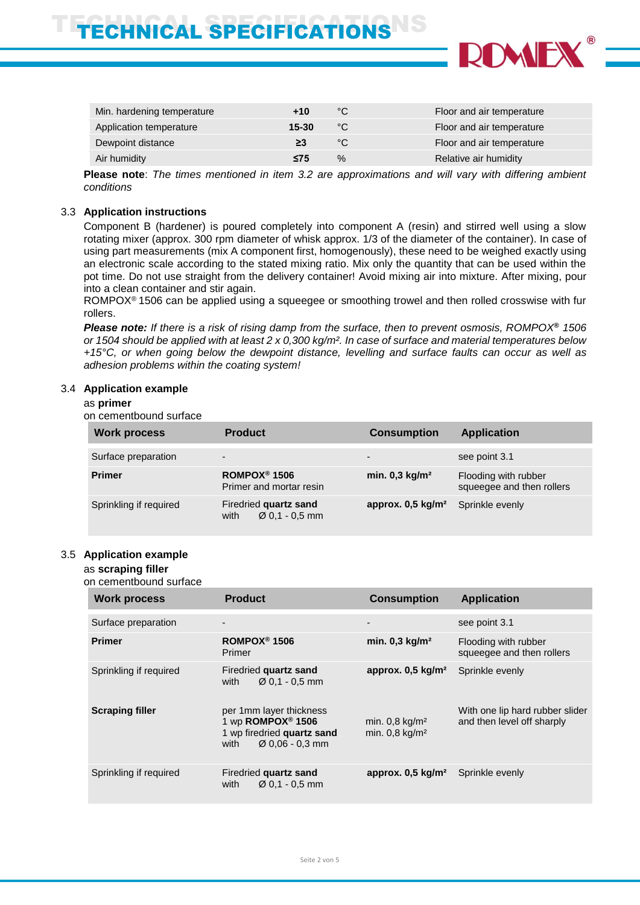| Min. hardening temperature | **+10** | °C | Floor and air temperature |
|---|---|---|---|
| Application temperature | **15-30** | °C | Floor and air temperature |
| Dewpoint distance | **≥3** | °C | Floor and air temperature |
| Air humidity | **≤75** | % | Relative air humidity |

**Please note**: *The times mentioned in item 3.2 are approximations and will vary with differing ambient conditions*

## 3.3 Application instructions

Component B (hardener) is poured completely into component A (resin) and stirred well using a slow rotating mixer (approx. 300 rpm diameter of whisk approx. 1/3 of the diameter of the container). In case of using part measurements (mix A component first, homogenously), these need to be weighed exactly using an electronic scale according to the stated mixing ratio. Mix only the quantity that can be used within the pot time. Do not use straight from the delivery container! Avoid mixing air into mixture. After mixing, pour into a clean container and stir again.

ROMPOX® 1506 can be applied using a squeegee or smoothing trowel and then rolled crosswise with fur rollers.

***Please note:*** *If there is a risk of rising damp from the surface, then to prevent osmosis, ROMPOX® 1506 or 1504 should be applied with at least 2 x 0,300 kg/m². In case of surface and material temperatures below +15°C, or when going below the dewpoint distance, levelling and surface faults can occur as well as adhesion problems within the coating system!*

## 3.4 Application example

as **primer**

on cementbound surface

| Work process | Product | Consumption | Application |
|---|---|---|---|
| Surface preparation | - | - | see point 3.1 |
| **Primer** | **ROMPOX® 1506** Primer and mortar resin | **min. 0,3 kg/m²** | Flooding with rubber squeegee and then rollers |
| Sprinkling if required | Firedried **quartz sand** with Ø 0,1 - 0,5 mm | **approx. 0,5 kg/m²** | Sprinkle evenly |

## 3.5 Application example

as **scraping filler**

on cementbound surface

| Work process | Product | Consumption | Application |
|---|---|---|---|
| Surface preparation | - | - | see point 3.1 |
| **Primer** | **ROMPOX® 1506** Primer | **min. 0,3 kg/m²** | Flooding with rubber squeegee and then rollers |
| Sprinkling if required | Firedried **quartz sand** with Ø 0,1 - 0,5 mm | **approx. 0,5 kg/m²** | Sprinkle evenly |
| **Scraping filler** | per 1mm layer thickness<br>1 wp **ROMPOX® 1506**<br>1 wp firedried **quartz sand** with Ø 0,06 - 0,3 mm | <br>min. 0,8 kg/m²<br>min. 0,8 kg/m² | With one lip hard rubber slider and then level off sharply |
| Sprinkling if required | Firedried **quartz sand** with Ø 0,1 - 0,5 mm | **approx. 0,5 kg/m²** | Sprinkle evenly |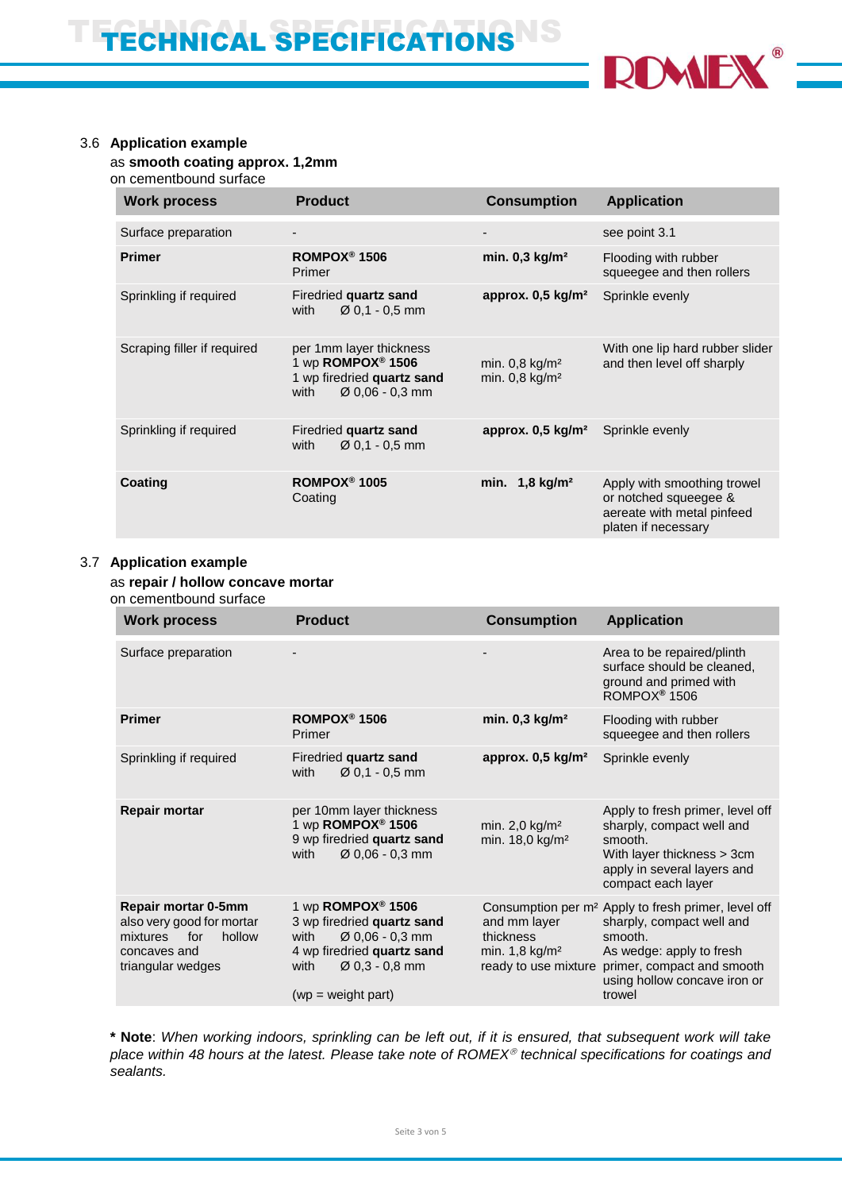### 3.6 Application example

as **smooth coating approx. 1,2mm**
on cementbound surface

| Work process | Product | Consumption | Application |
|---|---|---|---|
| Surface preparation | - | - | see point 3.1 |
| **Primer** | **ROMPOX® 1506** Primer | **min. 0,3 kg/m²** | Flooding with rubber squeegee and then rollers |
| Sprinkling if required | Firedried **quartz sand** with Ø 0,1 - 0,5 mm | **approx. 0,5 kg/m²** | Sprinkle evenly |
| Scraping filler if required | per 1mm layer thickness 1 wp **ROMPOX® 1506** 1 wp firedried **quartz sand** with Ø 0,06 - 0,3 mm | min. 0,8 kg/m² min. 0,8 kg/m² | With one lip hard rubber slider and then level off sharply |
| Sprinkling if required | Firedried **quartz sand** with Ø 0,1 - 0,5 mm | **approx. 0,5 kg/m²** | Sprinkle evenly |
| **Coating** | **ROMPOX® 1005** Coating | **min. 1,8 kg/m²** | Apply with smoothing trowel or notched squeegee & aereate with metal pinfeed platen if necessary |

### 3.7 Application example

as **repair / hollow concave mortar**
on cementbound surface

| Work process | Product | Consumption | Application |
|---|---|---|---|
| Surface preparation | - | - | Area to be repaired/plinth surface should be cleaned, ground and primed with ROMPOX® 1506 |
| **Primer** | **ROMPOX® 1506** Primer | **min. 0,3 kg/m²** | Flooding with rubber squeegee and then rollers |
| Sprinkling if required | Firedried **quartz sand** with Ø 0,1 - 0,5 mm | **approx. 0,5 kg/m²** | Sprinkle evenly |
| **Repair mortar** | per 10mm layer thickness 1 wp **ROMPOX® 1506** 9 wp firedried **quartz sand** with Ø 0,06 - 0,3 mm | min. 2,0 kg/m² min. 18,0 kg/m² | Apply to fresh primer, level off sharply, compact well and smooth. With layer thickness > 3cm apply in several layers and compact each layer |
| **Repair mortar 0-5mm** also very good for mortar mixtures for hollow concaves and triangular wedges | 1 wp **ROMPOX® 1506** 3 wp firedried **quartz sand** with Ø 0,06 - 0,3 mm 4 wp firedried **quartz sand** with Ø 0,3 - 0,8 mm (wp = weight part) | Consumption per m² and mm layer thickness min. 1,8 kg/m² ready to use mixture | Apply to fresh primer, level off sharply, compact well and smooth. As wedge: apply to fresh primer, compact and smooth using hollow concave iron or trowel |

**\* Note**: *When working indoors, sprinkling can be left out, if it is ensured, that subsequent work will take place within 48 hours at the latest. Please take note of ROMEX® technical specifications for coatings and sealants.*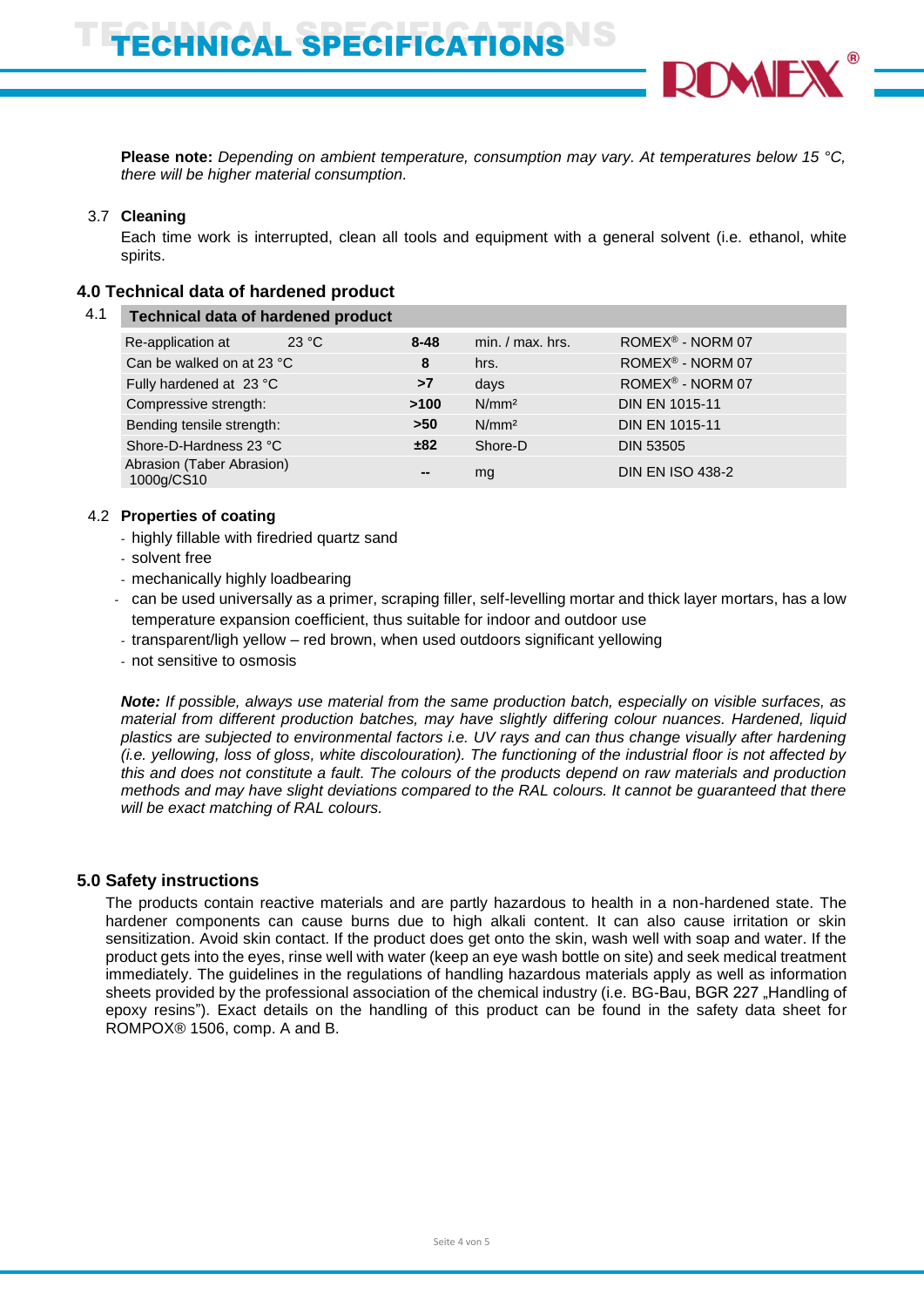**Please note:** *Depending on ambient temperature, consumption may vary. At temperatures below 15 °C, there will be higher material consumption.*

3.7 **Cleaning**

Each time work is interrupted, clean all tools and equipment with a general solvent (i.e. ethanol, white spirits.

## 4.0 Technical data of hardened product

4.1

| Technical data of hardened product | | | |
|---|---|---|---|
| Re-application at 23 °C | **8-48** | min. / max. hrs. | ROMEX® - NORM 07 |
| Can be walked on at 23 °C | **8** | hrs. | ROMEX® - NORM 07 |
| Fully hardened at 23 °C | **>7** | days | ROMEX® - NORM 07 |
| Compressive strength: | **>100** | N/mm² | DIN EN 1015-11 |
| Bending tensile strength: | **>50** | N/mm² | DIN EN 1015-11 |
| Shore-D-Hardness 23 °C | **±82** | Shore-D | DIN 53505 |
| Abrasion (Taber Abrasion) 1000g/CS10 | **--** | mg | DIN EN ISO 438-2 |

4.2 **Properties of coating**

- highly fillable with firedried quartz sand
- solvent free
- mechanically highly loadbearing
- can be used universally as a primer, scraping filler, self-levelling mortar and thick layer mortars, has a low temperature expansion coefficient, thus suitable for indoor and outdoor use
- transparent/ligh yellow – red brown, when used outdoors significant yellowing
- not sensitive to osmosis

***Note:*** *If possible, always use material from the same production batch, especially on visible surfaces, as material from different production batches, may have slightly differing colour nuances. Hardened, liquid plastics are subjected to environmental factors i.e. UV rays and can thus change visually after hardening (i.e. yellowing, loss of gloss, white discolouration). The functioning of the industrial floor is not affected by this and does not constitute a fault. The colours of the products depend on raw materials and production methods and may have slight deviations compared to the RAL colours. It cannot be guaranteed that there will be exact matching of RAL colours.*

## 5.0 Safety instructions

The products contain reactive materials and are partly hazardous to health in a non-hardened state. The hardener components can cause burns due to high alkali content. It can also cause irritation or skin sensitization. Avoid skin contact. If the product does get onto the skin, wash well with soap and water. If the product gets into the eyes, rinse well with water (keep an eye wash bottle on site) and seek medical treatment immediately. The guidelines in the regulations of handling hazardous materials apply as well as information sheets provided by the professional association of the chemical industry (i.e. BG-Bau, BGR 227 „Handling of epoxy resins"). Exact details on the handling of this product can be found in the safety data sheet for ROMPOX® 1506, comp. A and B.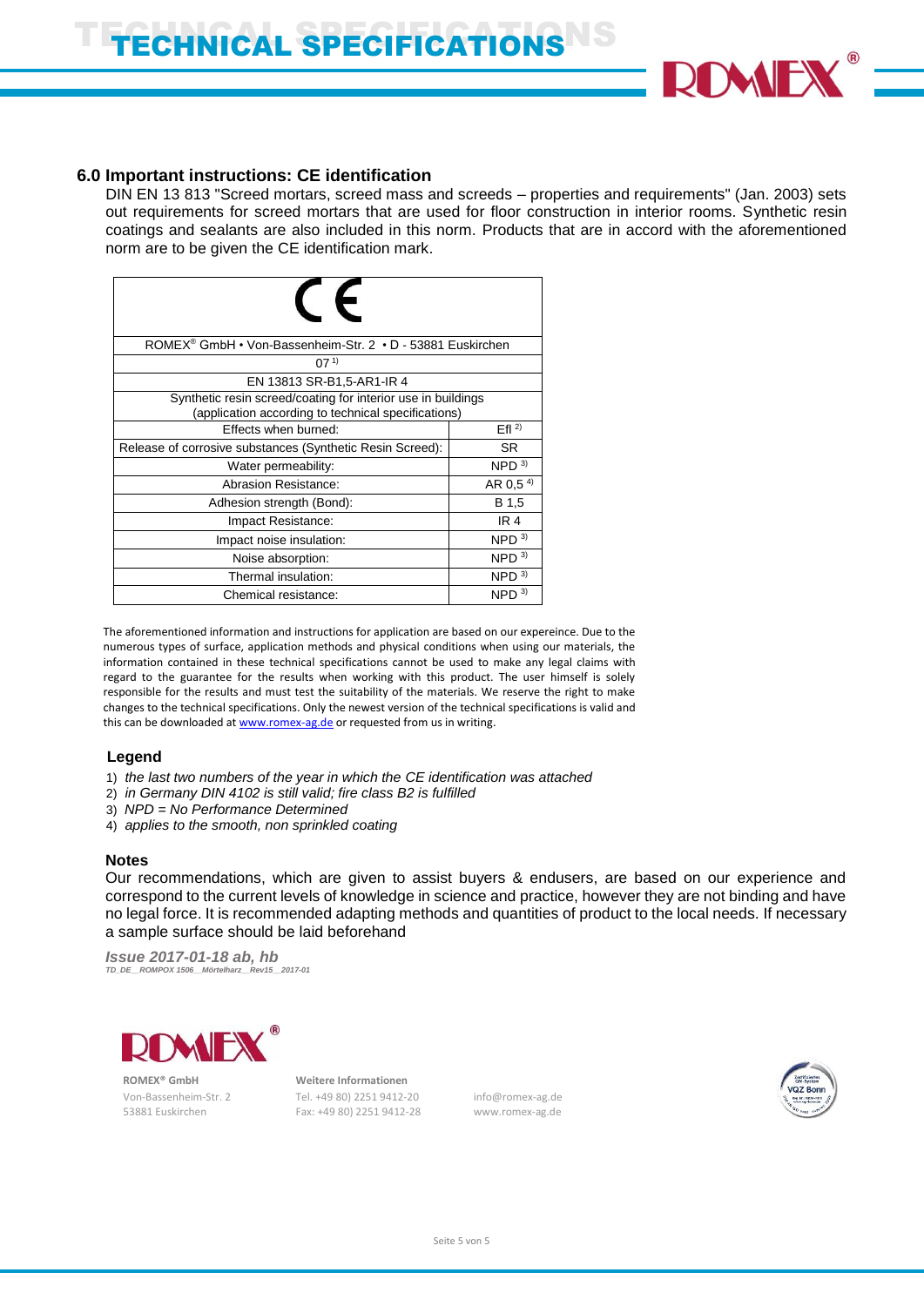## 6.0 Important instructions: CE identification

DIN EN 13 813 "Screed mortars, screed mass and screeds – properties and requirements" (Jan. 2003) sets out requirements for screed mortars that are used for floor construction in interior rooms. Synthetic resin coatings and sealants are also included in this norm. Products that are in accord with the aforementioned norm are to be given the CE identification mark.

| | |
|---|---|
| CE | |
| ROMEX® GmbH • Von-Bassenheim-Str. 2 • D - 53881 Euskirchen | |
| 07 [1] | |
| EN 13813 SR-B1,5-AR1-IR 4 | |
| Synthetic resin screed/coating for interior use in buildings (application according to technical specifications) | |
| Effects when burned: | Efl [2] |
| Release of corrosive substances (Synthetic Resin Screed): | SR |
| Water permeability: | NPD [3] |
| Abrasion Resistance: | AR 0,5 [4] |
| Adhesion strength (Bond): | B 1,5 |
| Impact Resistance: | IR 4 |
| Impact noise insulation: | NPD [3] |
| Noise absorption: | NPD [3] |
| Thermal insulation: | NPD [3] |
| Chemical resistance: | NPD [3] |

The aforementioned information and instructions for application are based on our expereince. Due to the numerous types of surface, application methods and physical conditions when using our materials, the information contained in these technical specifications cannot be used to make any legal claims with regard to the guarantee for the results when working with this product. The user himself is solely responsible for the results and must test the suitability of the materials. We reserve the right to make changes to the technical specifications. Only the newest version of the technical specifications is valid and this can be downloaded at www.romex-ag.de or requested from us in writing.

### Legend

1) *the last two numbers of the year in which the CE identification was attached*
2) *in Germany DIN 4102 is still valid; fire class B2 is fulfilled*
3) *NPD = No Performance Determined*
4) *applies to the smooth, non sprinkled coating*

### Notes

Our recommendations, which are given to assist buyers & endusers, are based on our experience and correspond to the current levels of knowledge in science and practice, however they are not binding and have no legal force. It is recommended adapting methods and quantities of product to the local needs. If necessary a sample surface should be laid beforehand

***Issue 2017-01-18 ab, hb***
***TD_DE__ROMPOX 1506__Mörtelharz__Rev15__2017-01***

**ROMEX® GmbH**
Von-Bassenheim-Str. 2
53881 Euskirchen

**Weitere Informationen**
Tel. +49 80) 2251 9412-20
Fax: +49 80) 2251 9412-28

info@romex-ag.de
www.romex-ag.de